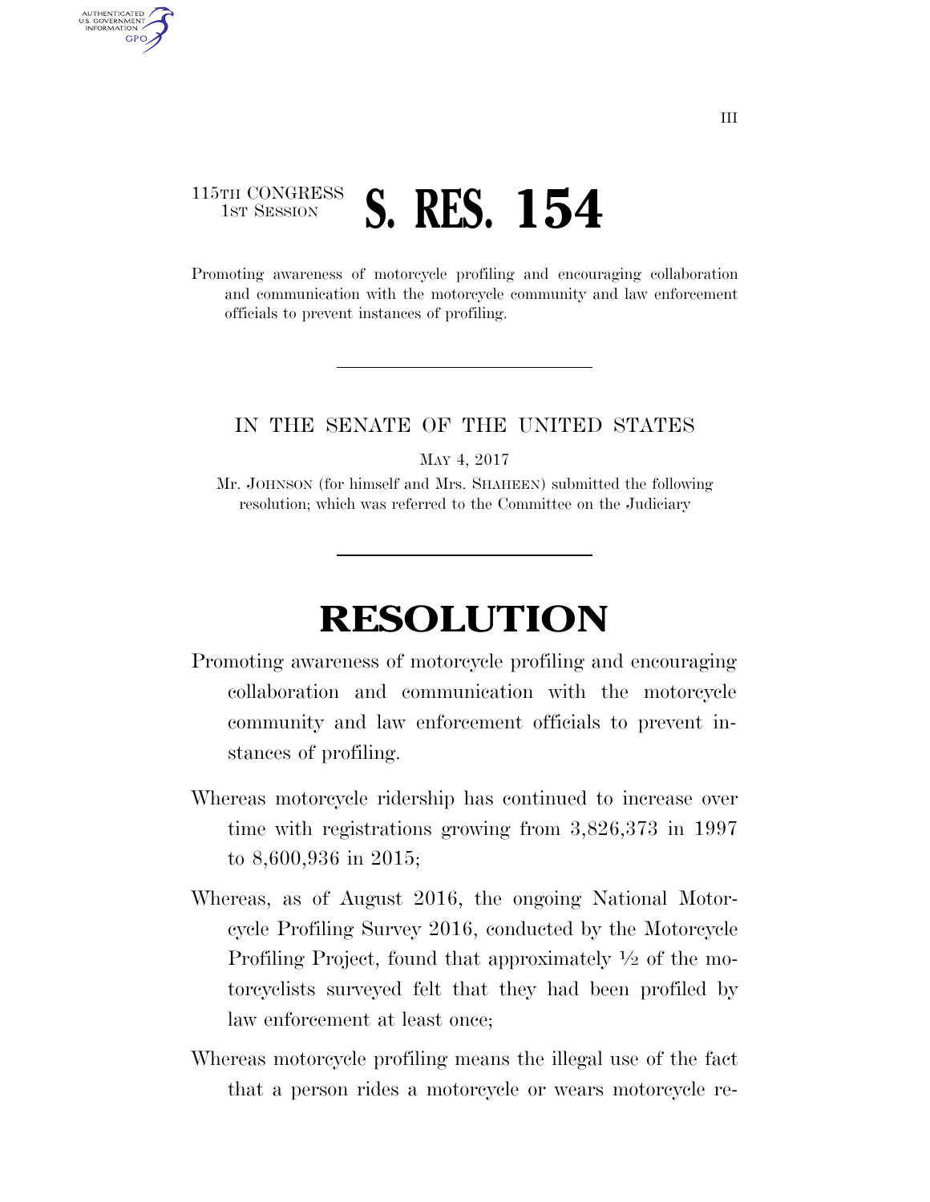115TH CONGRESS
1ST SESSION

# S. RES. 154

Promoting awareness of motorcycle profiling and encouraging collaboration and communication with the motorcycle community and law enforcement officials to prevent instances of profiling.

---

IN THE SENATE OF THE UNITED STATES

MAY 4, 2017

Mr. JOHNSON (for himself and Mrs. SHAHEEN) submitted the following resolution; which was referred to the Committee on the Judiciary

---

# RESOLUTION

Promoting awareness of motorcycle profiling and encouraging collaboration and communication with the motorcycle community and law enforcement officials to prevent instances of profiling.

Whereas motorcycle ridership has continued to increase over time with registrations growing from 3,826,373 in 1997 to 8,600,936 in 2015;

Whereas, as of August 2016, the ongoing National Motorcycle Profiling Survey 2016, conducted by the Motorcycle Profiling Project, found that approximately ½ of the motorcyclists surveyed felt that they had been profiled by law enforcement at least once;

Whereas motorcycle profiling means the illegal use of the fact that a person rides a motorcycle or wears motorcycle re-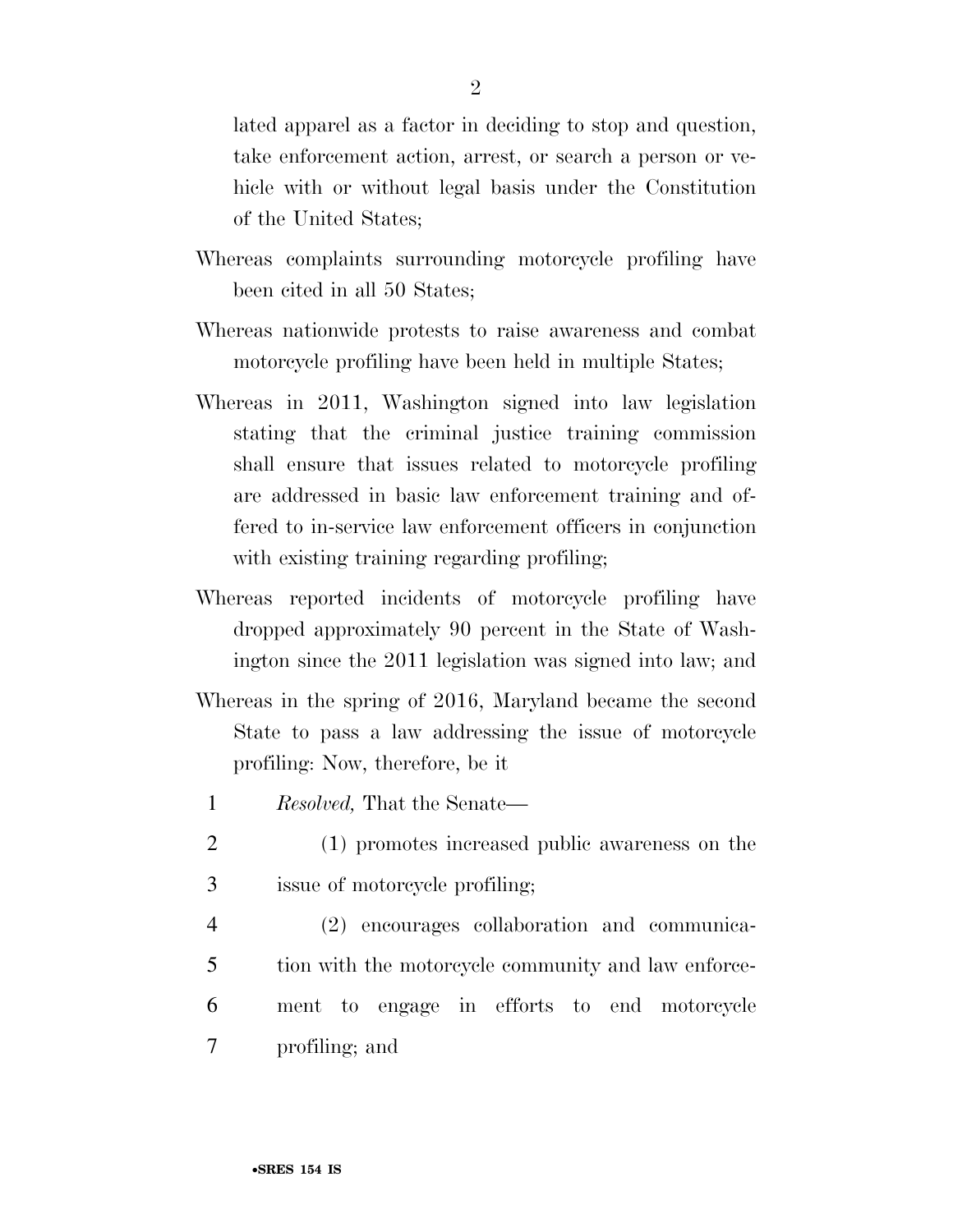lated apparel as a factor in deciding to stop and question, take enforcement action, arrest, or search a person or vehicle with or without legal basis under the Constitution of the United States;

Whereas complaints surrounding motorcycle profiling have been cited in all 50 States;

Whereas nationwide protests to raise awareness and combat motorcycle profiling have been held in multiple States;

Whereas in 2011, Washington signed into law legislation stating that the criminal justice training commission shall ensure that issues related to motorcycle profiling are addressed in basic law enforcement training and offered to in-service law enforcement officers in conjunction with existing training regarding profiling;

Whereas reported incidents of motorcycle profiling have dropped approximately 90 percent in the State of Washington since the 2011 legislation was signed into law; and

Whereas in the spring of 2016, Maryland became the second State to pass a law addressing the issue of motorcycle profiling: Now, therefore, be it

*Resolved,* That the Senate—

(1) promotes increased public awareness on the issue of motorcycle profiling;

(2) encourages collaboration and communication with the motorcycle community and law enforcement to engage in efforts to end motorcycle profiling; and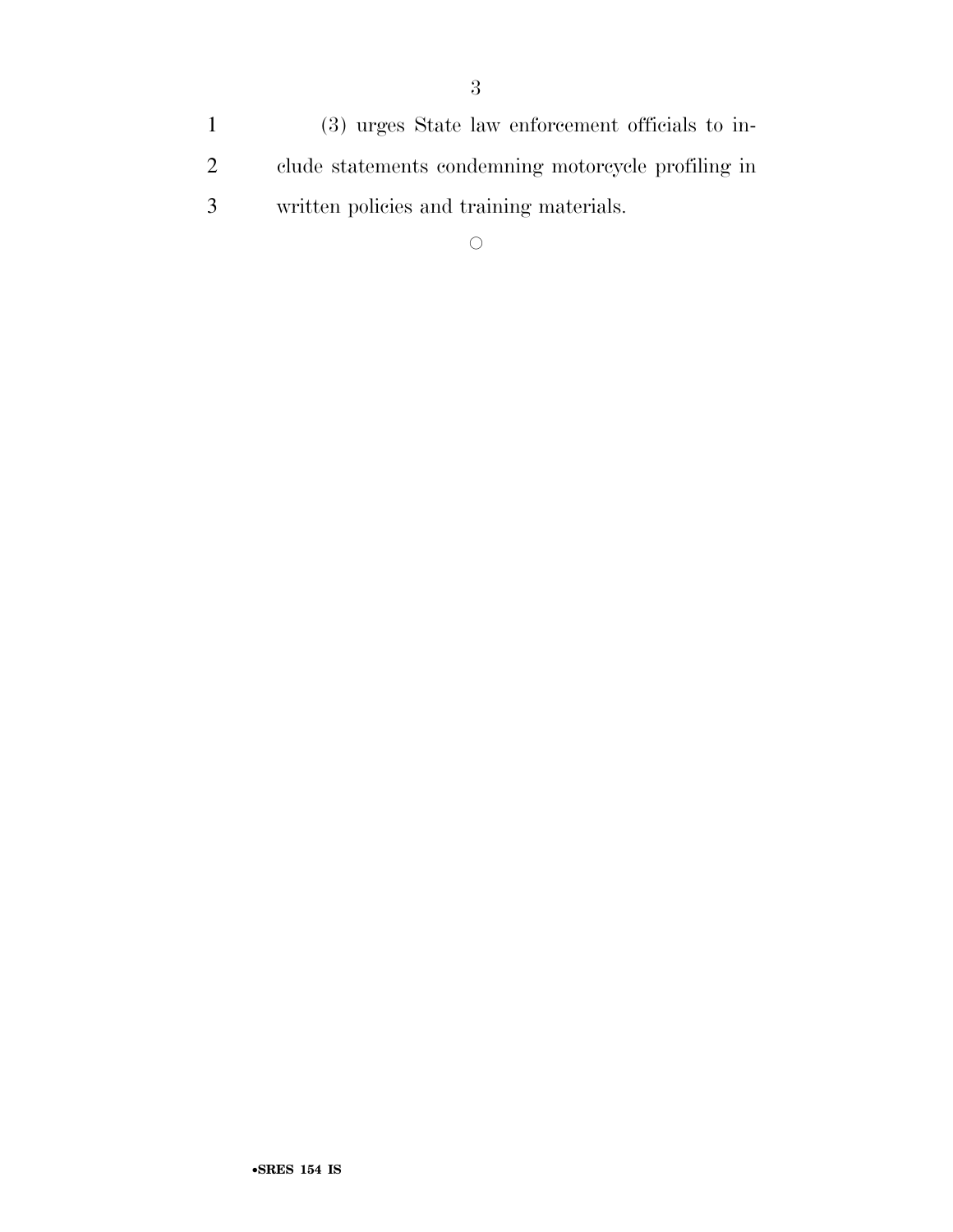(3) urges State law enforcement officials to include statements condemning motorcycle profiling in written policies and training materials.

○